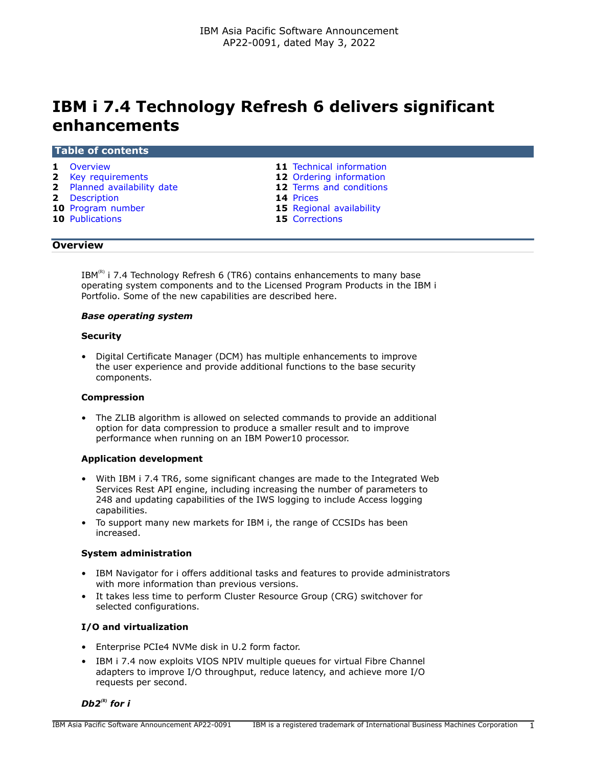# IBM i 7.4 Technology Refresh 6 delivers significant enhancements

## Table of contents

| | | | |
|---|---|---|---|
| **1** | Overview | **11** | Technical information |
| **2** | Key requirements | **12** | Ordering information |
| **2** | Planned availability date | **12** | Terms and conditions |
| **2** | Description | **14** | Prices |
| **10** | Program number | **15** | Regional availability |
| **10** | Publications | **15** | Corrections |

## Overview

IBM(R) i 7.4 Technology Refresh 6 (TR6) contains enhancements to many base operating system components and to the Licensed Program Products in the IBM i Portfolio. Some of the new capabilities are described here.

***Base operating system***

**Security**

- Digital Certificate Manager (DCM) has multiple enhancements to improve the user experience and provide additional functions to the base security components.

**Compression**

- The ZLIB algorithm is allowed on selected commands to provide an additional option for data compression to produce a smaller result and to improve performance when running on an IBM Power10 processor.

**Application development**

- With IBM i 7.4 TR6, some significant changes are made to the Integrated Web Services Rest API engine, including increasing the number of parameters to 248 and updating capabilities of the IWS logging to include Access logging capabilities.
- To support many new markets for IBM i, the range of CCSIDs has been increased.

**System administration**

- IBM Navigator for i offers additional tasks and features to provide administrators with more information than previous versions.
- It takes less time to perform Cluster Resource Group (CRG) switchover for selected configurations.

**I/O and virtualization**

- Enterprise PCIe4 NVMe disk in U.2 form factor.
- IBM i 7.4 now exploits VIOS NPIV multiple queues for virtual Fibre Channel adapters to improve I/O throughput, reduce latency, and achieve more I/O requests per second.

***Db2(R) for i***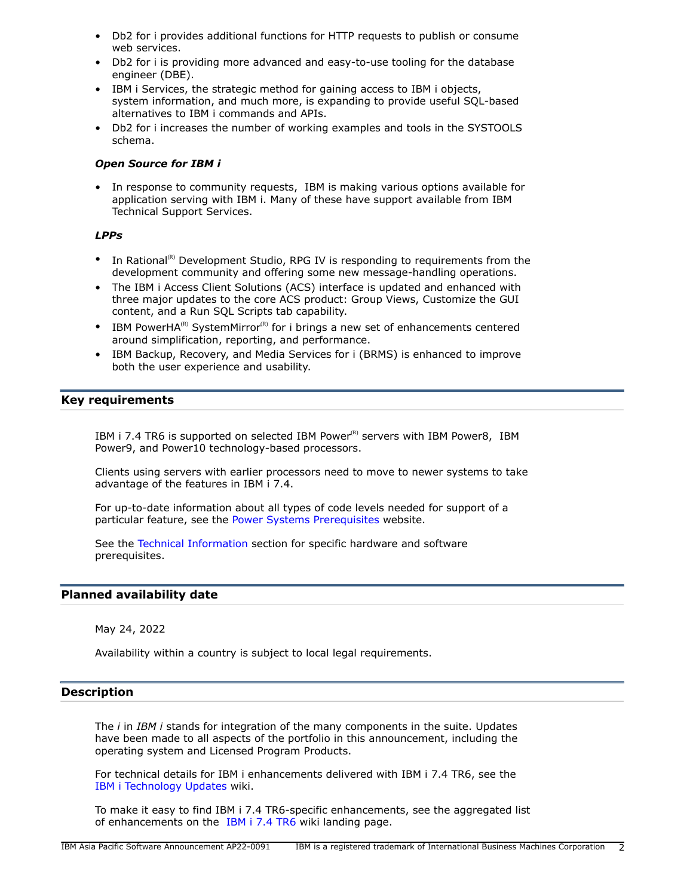- Db2 for i provides additional functions for HTTP requests to publish or consume web services.
- Db2 for i is providing more advanced and easy-to-use tooling for the database engineer (DBE).
- IBM i Services, the strategic method for gaining access to IBM i objects, system information, and much more, is expanding to provide useful SQL-based alternatives to IBM i commands and APIs.
- Db2 for i increases the number of working examples and tools in the SYSTOOLS schema.

***Open Source for IBM i***

- In response to community requests, IBM is making various options available for application serving with IBM i. Many of these have support available from IBM Technical Support Services.

***LPPs***

- In Rational(R) Development Studio, RPG IV is responding to requirements from the development community and offering some new message-handling operations.
- The IBM i Access Client Solutions (ACS) interface is updated and enhanced with three major updates to the core ACS product: Group Views, Customize the GUI content, and a Run SQL Scripts tab capability.
- IBM PowerHA(R) SystemMirror(R) for i brings a new set of enhancements centered around simplification, reporting, and performance.
- IBM Backup, Recovery, and Media Services for i (BRMS) is enhanced to improve both the user experience and usability.

## Key requirements

IBM i 7.4 TR6 is supported on selected IBM Power(R) servers with IBM Power8, IBM Power9, and Power10 technology-based processors.

Clients using servers with earlier processors need to move to newer systems to take advantage of the features in IBM i 7.4.

For up-to-date information about all types of code levels needed for support of a particular feature, see the Power Systems Prerequisites website.

See the Technical Information section for specific hardware and software prerequisites.

## Planned availability date

May 24, 2022

Availability within a country is subject to local legal requirements.

## Description

The *i* in *IBM i* stands for integration of the many components in the suite. Updates have been made to all aspects of the portfolio in this announcement, including the operating system and Licensed Program Products.

For technical details for IBM i enhancements delivered with IBM i 7.4 TR6, see the IBM i Technology Updates wiki.

To make it easy to find IBM i 7.4 TR6-specific enhancements, see the aggregated list of enhancements on the IBM i 7.4 TR6 wiki landing page.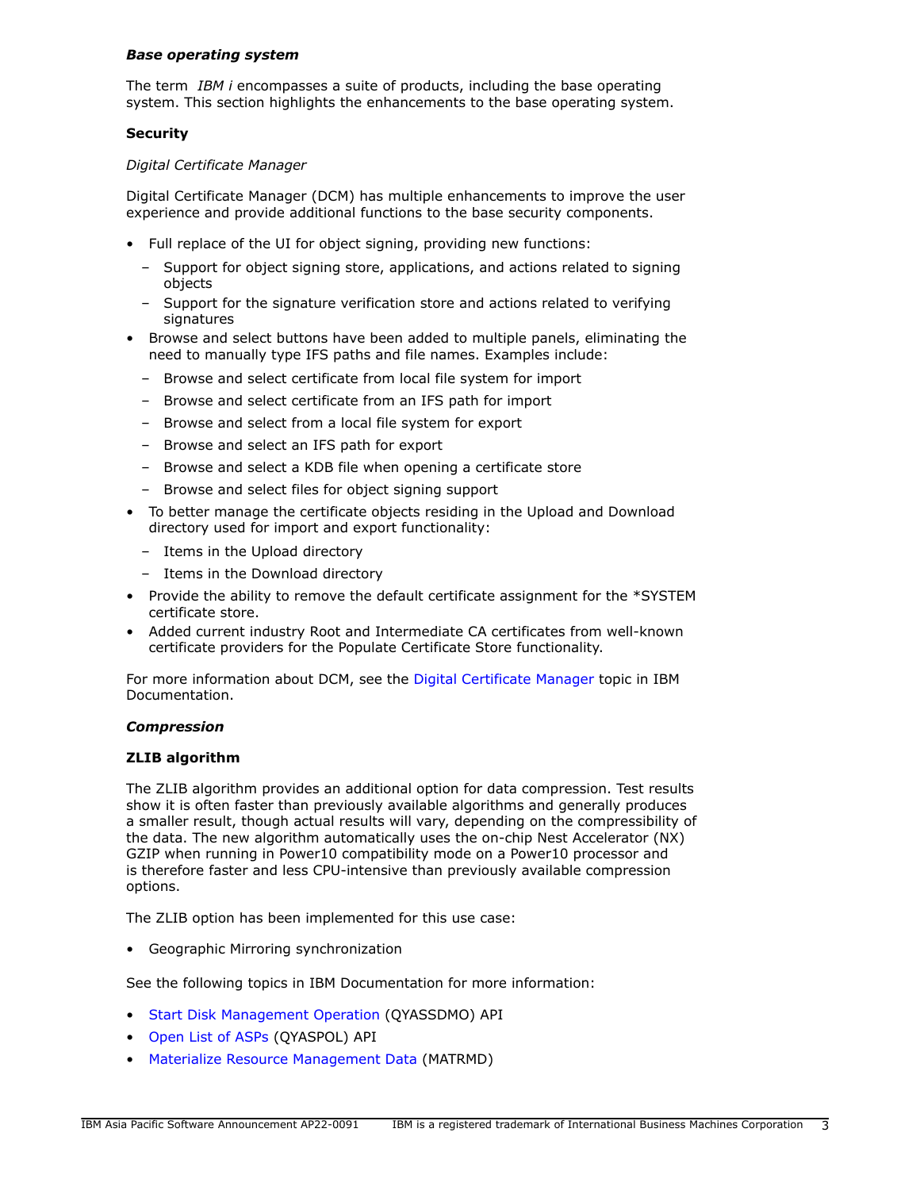### *Base operating system*

The term *IBM i* encompasses a suite of products, including the base operating system. This section highlights the enhancements to the base operating system.

#### **Security**

*Digital Certificate Manager*

Digital Certificate Manager (DCM) has multiple enhancements to improve the user experience and provide additional functions to the base security components.

- Full replace of the UI for object signing, providing new functions:
  - Support for object signing store, applications, and actions related to signing objects
  - Support for the signature verification store and actions related to verifying signatures
- Browse and select buttons have been added to multiple panels, eliminating the need to manually type IFS paths and file names. Examples include:
  - Browse and select certificate from local file system for import
  - Browse and select certificate from an IFS path for import
  - Browse and select from a local file system for export
  - Browse and select an IFS path for export
  - Browse and select a KDB file when opening a certificate store
  - Browse and select files for object signing support
- To better manage the certificate objects residing in the Upload and Download directory used for import and export functionality:
  - Items in the Upload directory
  - Items in the Download directory
- Provide the ability to remove the default certificate assignment for the *SYSTEM certificate store.
- Added current industry Root and Intermediate CA certificates from well-known certificate providers for the Populate Certificate Store functionality.

For more information about DCM, see the Digital Certificate Manager topic in IBM Documentation.

### *Compression*

#### **ZLIB algorithm**

The ZLIB algorithm provides an additional option for data compression. Test results show it is often faster than previously available algorithms and generally produces a smaller result, though actual results will vary, depending on the compressibility of the data. The new algorithm automatically uses the on-chip Nest Accelerator (NX) GZIP when running in Power10 compatibility mode on a Power10 processor and is therefore faster and less CPU-intensive than previously available compression options.

The ZLIB option has been implemented for this use case:

- Geographic Mirroring synchronization

See the following topics in IBM Documentation for more information:

- Start Disk Management Operation (QYASSDMO) API
- Open List of ASPs (QYASPOL) API
- Materialize Resource Management Data (MATRMD)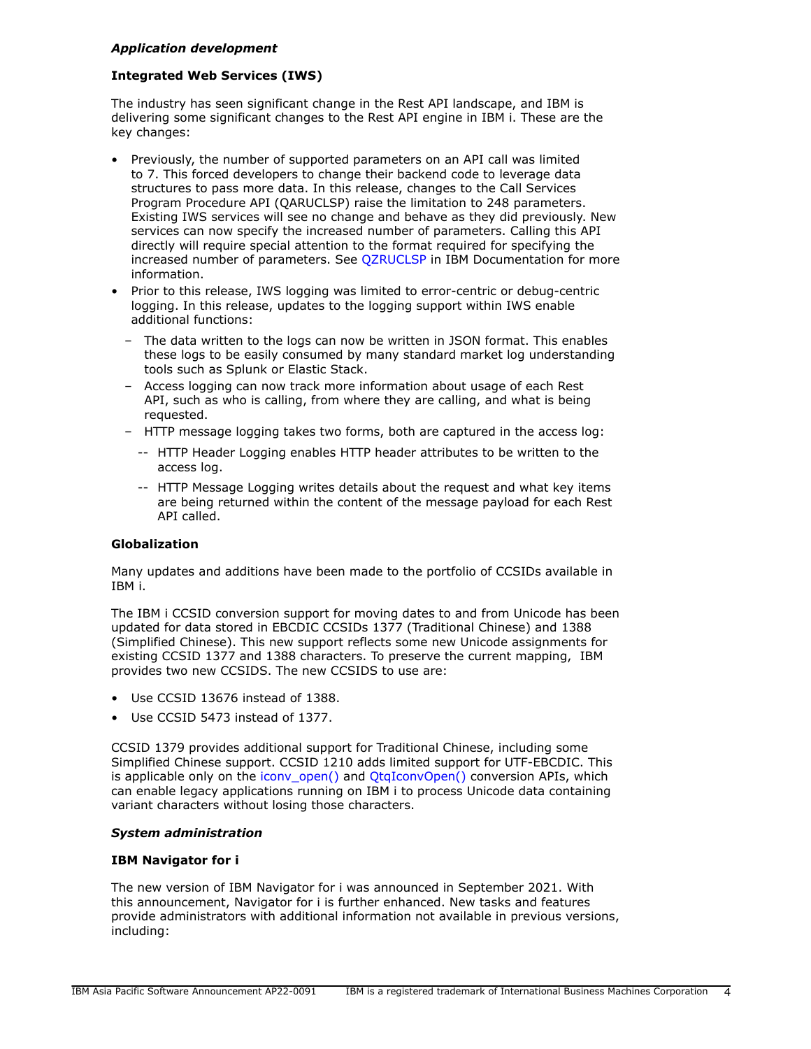***Application development***

**Integrated Web Services (IWS)**

The industry has seen significant change in the Rest API landscape, and IBM is delivering some significant changes to the Rest API engine in IBM i. These are the key changes:

- Previously, the number of supported parameters on an API call was limited to 7. This forced developers to change their backend code to leverage data structures to pass more data. In this release, changes to the Call Services Program Procedure API (QARUCLSP) raise the limitation to 248 parameters. Existing IWS services will see no change and behave as they did previously. New services can now specify the increased number of parameters. Calling this API directly will require special attention to the format required for specifying the increased number of parameters. See QZRUCLSP in IBM Documentation for more information.
- Prior to this release, IWS logging was limited to error-centric or debug-centric logging. In this release, updates to the logging support within IWS enable additional functions:
  - The data written to the logs can now be written in JSON format. This enables these logs to be easily consumed by many standard market log understanding tools such as Splunk or Elastic Stack.
  - Access logging can now track more information about usage of each Rest API, such as who is calling, from where they are calling, and what is being requested.
  - HTTP message logging takes two forms, both are captured in the access log:
    - HTTP Header Logging enables HTTP header attributes to be written to the access log.
    - HTTP Message Logging writes details about the request and what key items are being returned within the content of the message payload for each Rest API called.

**Globalization**

Many updates and additions have been made to the portfolio of CCSIDs available in IBM i.

The IBM i CCSID conversion support for moving dates to and from Unicode has been updated for data stored in EBCDIC CCSIDs 1377 (Traditional Chinese) and 1388 (Simplified Chinese). This new support reflects some new Unicode assignments for existing CCSID 1377 and 1388 characters. To preserve the current mapping, IBM provides two new CCSIDS. The new CCSIDS to use are:

- Use CCSID 13676 instead of 1388.
- Use CCSID 5473 instead of 1377.

CCSID 1379 provides additional support for Traditional Chinese, including some Simplified Chinese support. CCSID 1210 adds limited support for UTF-EBCDIC. This is applicable only on the iconv_open() and QtqIconvOpen() conversion APIs, which can enable legacy applications running on IBM i to process Unicode data containing variant characters without losing those characters.

***System administration***

**IBM Navigator for i**

The new version of IBM Navigator for i was announced in September 2021. With this announcement, Navigator for i is further enhanced. New tasks and features provide administrators with additional information not available in previous versions, including: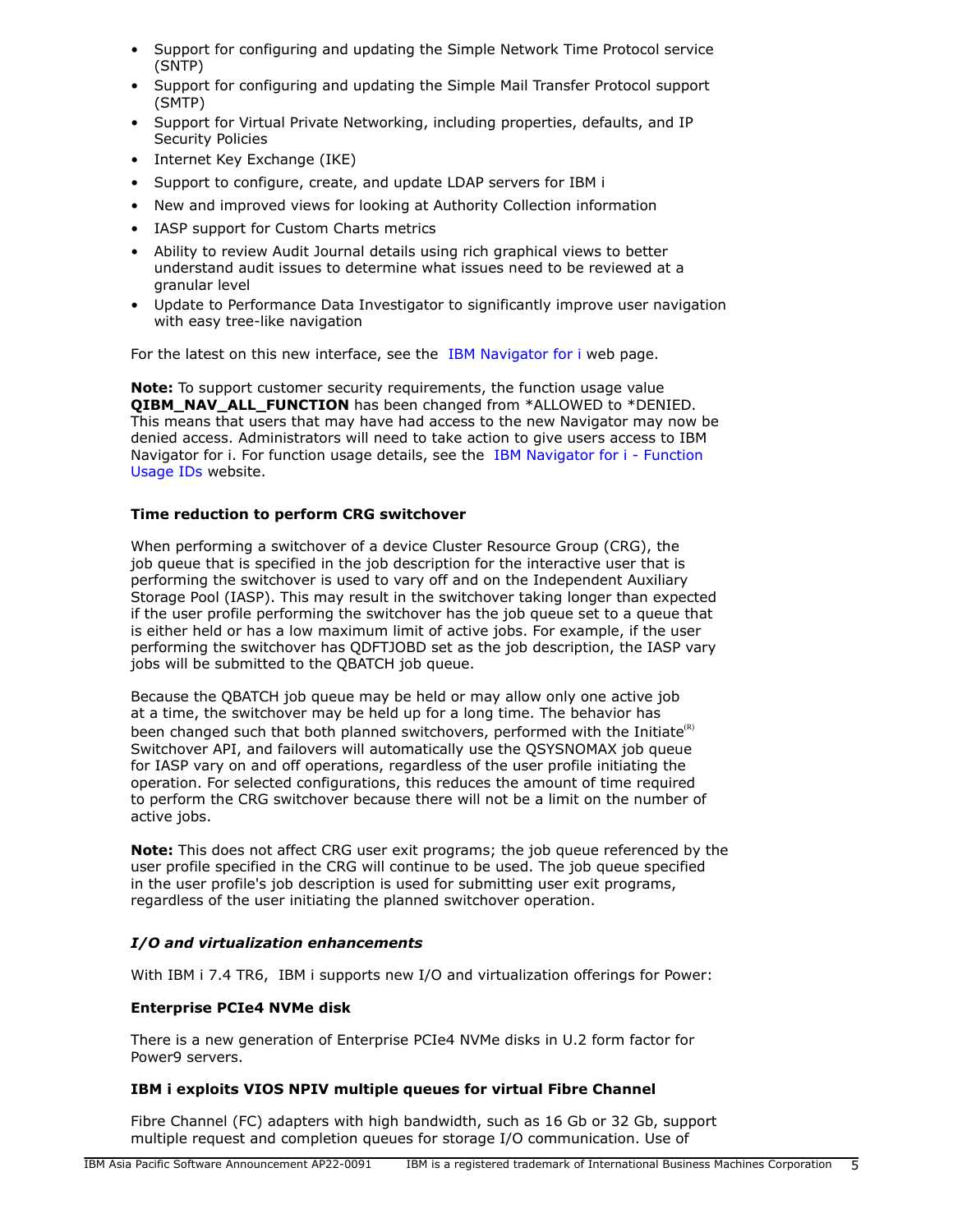- Support for configuring and updating the Simple Network Time Protocol service (SNTP)
- Support for configuring and updating the Simple Mail Transfer Protocol support (SMTP)
- Support for Virtual Private Networking, including properties, defaults, and IP Security Policies
- Internet Key Exchange (IKE)
- Support to configure, create, and update LDAP servers for IBM i
- New and improved views for looking at Authority Collection information
- IASP support for Custom Charts metrics
- Ability to review Audit Journal details using rich graphical views to better understand audit issues to determine what issues need to be reviewed at a granular level
- Update to Performance Data Investigator to significantly improve user navigation with easy tree-like navigation

For the latest on this new interface, see the IBM Navigator for i web page.

**Note:** To support customer security requirements, the function usage value **QIBM_NAV_ALL_FUNCTION** has been changed from *ALLOWED to *DENIED. This means that users that may have had access to the new Navigator may now be denied access. Administrators will need to take action to give users access to IBM Navigator for i. For function usage details, see the IBM Navigator for i - Function Usage IDs website.

**Time reduction to perform CRG switchover**

When performing a switchover of a device Cluster Resource Group (CRG), the job queue that is specified in the job description for the interactive user that is performing the switchover is used to vary off and on the Independent Auxiliary Storage Pool (IASP). This may result in the switchover taking longer than expected if the user profile performing the switchover has the job queue set to a queue that is either held or has a low maximum limit of active jobs. For example, if the user performing the switchover has QDFTJOBD set as the job description, the IASP vary jobs will be submitted to the QBATCH job queue.

Because the QBATCH job queue may be held or may allow only one active job at a time, the switchover may be held up for a long time. The behavior has been changed such that both planned switchovers, performed with the Initiate(R) Switchover API, and failovers will automatically use the QSYSNOMAX job queue for IASP vary on and off operations, regardless of the user profile initiating the operation. For selected configurations, this reduces the amount of time required to perform the CRG switchover because there will not be a limit on the number of active jobs.

**Note:** This does not affect CRG user exit programs; the job queue referenced by the user profile specified in the CRG will continue to be used. The job queue specified in the user profile's job description is used for submitting user exit programs, regardless of the user initiating the planned switchover operation.

***I/O and virtualization enhancements***

With IBM i 7.4 TR6, IBM i supports new I/O and virtualization offerings for Power:

**Enterprise PCIe4 NVMe disk**

There is a new generation of Enterprise PCIe4 NVMe disks in U.2 form factor for Power9 servers.

**IBM i exploits VIOS NPIV multiple queues for virtual Fibre Channel**

Fibre Channel (FC) adapters with high bandwidth, such as 16 Gb or 32 Gb, support multiple request and completion queues for storage I/O communication. Use of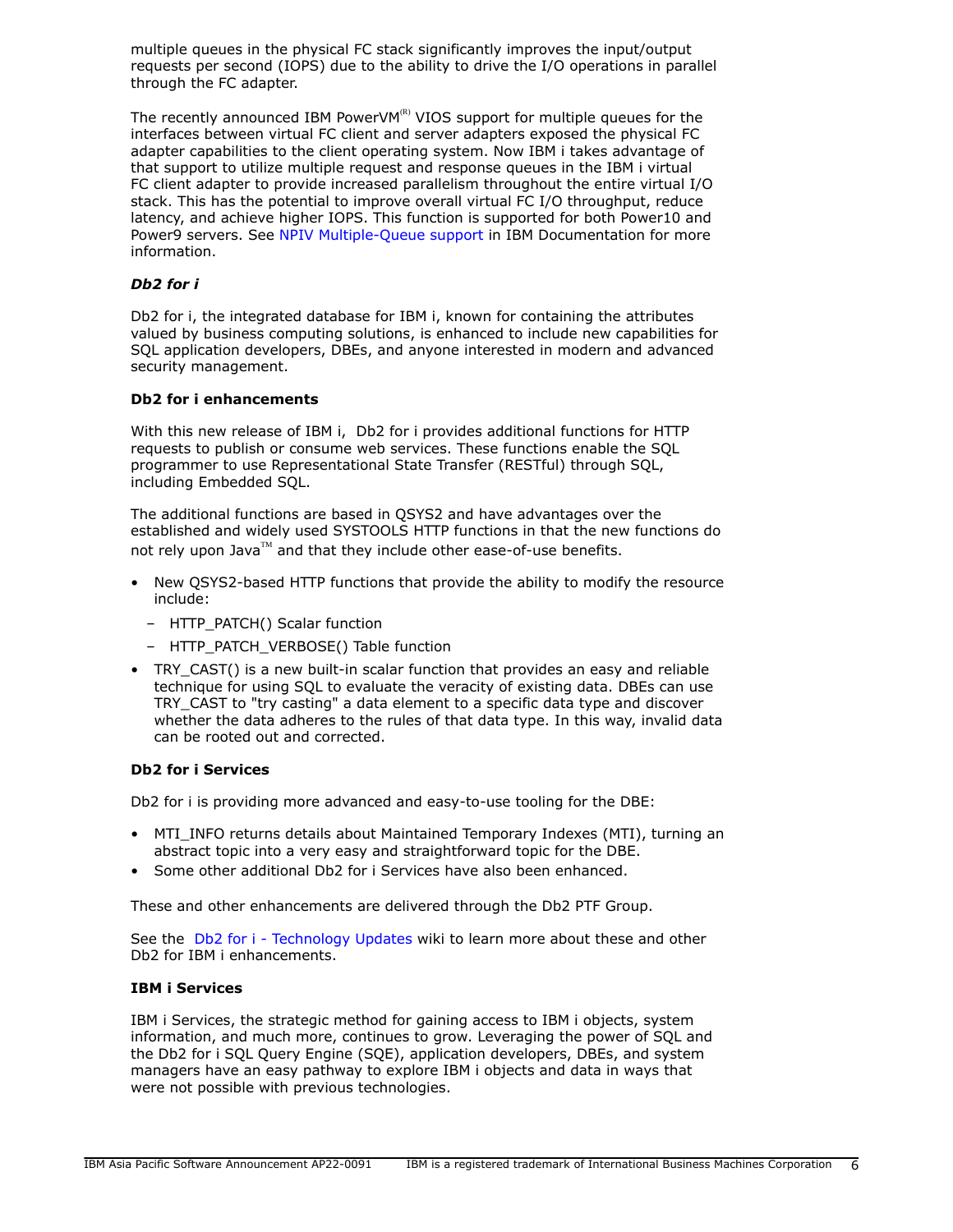multiple queues in the physical FC stack significantly improves the input/output requests per second (IOPS) due to the ability to drive the I/O operations in parallel through the FC adapter.

The recently announced IBM PowerVM(R) VIOS support for multiple queues for the interfaces between virtual FC client and server adapters exposed the physical FC adapter capabilities to the client operating system. Now IBM i takes advantage of that support to utilize multiple request and response queues in the IBM i virtual FC client adapter to provide increased parallelism throughout the entire virtual I/O stack. This has the potential to improve overall virtual FC I/O throughput, reduce latency, and achieve higher IOPS. This function is supported for both Power10 and Power9 servers. See NPIV Multiple-Queue support in IBM Documentation for more information.

***Db2 for i***

Db2 for i, the integrated database for IBM i, known for containing the attributes valued by business computing solutions, is enhanced to include new capabilities for SQL application developers, DBEs, and anyone interested in modern and advanced security management.

**Db2 for i enhancements**

With this new release of IBM i, Db2 for i provides additional functions for HTTP requests to publish or consume web services. These functions enable the SQL programmer to use Representational State Transfer (RESTful) through SQL, including Embedded SQL.

The additional functions are based in QSYS2 and have advantages over the established and widely used SYSTOOLS HTTP functions in that the new functions do not rely upon Java(TM) and that they include other ease-of-use benefits.

- New QSYS2-based HTTP functions that provide the ability to modify the resource include:
  - HTTP_PATCH() Scalar function
  - HTTP_PATCH_VERBOSE() Table function
- TRY_CAST() is a new built-in scalar function that provides an easy and reliable technique for using SQL to evaluate the veracity of existing data. DBEs can use TRY_CAST to "try casting" a data element to a specific data type and discover whether the data adheres to the rules of that data type. In this way, invalid data can be rooted out and corrected.

**Db2 for i Services**

Db2 for i is providing more advanced and easy-to-use tooling for the DBE:

- MTI_INFO returns details about Maintained Temporary Indexes (MTI), turning an abstract topic into a very easy and straightforward topic for the DBE.
- Some other additional Db2 for i Services have also been enhanced.

These and other enhancements are delivered through the Db2 PTF Group.

See the Db2 for i - Technology Updates wiki to learn more about these and other Db2 for IBM i enhancements.

**IBM i Services**

IBM i Services, the strategic method for gaining access to IBM i objects, system information, and much more, continues to grow. Leveraging the power of SQL and the Db2 for i SQL Query Engine (SQE), application developers, DBEs, and system managers have an easy pathway to explore IBM i objects and data in ways that were not possible with previous technologies.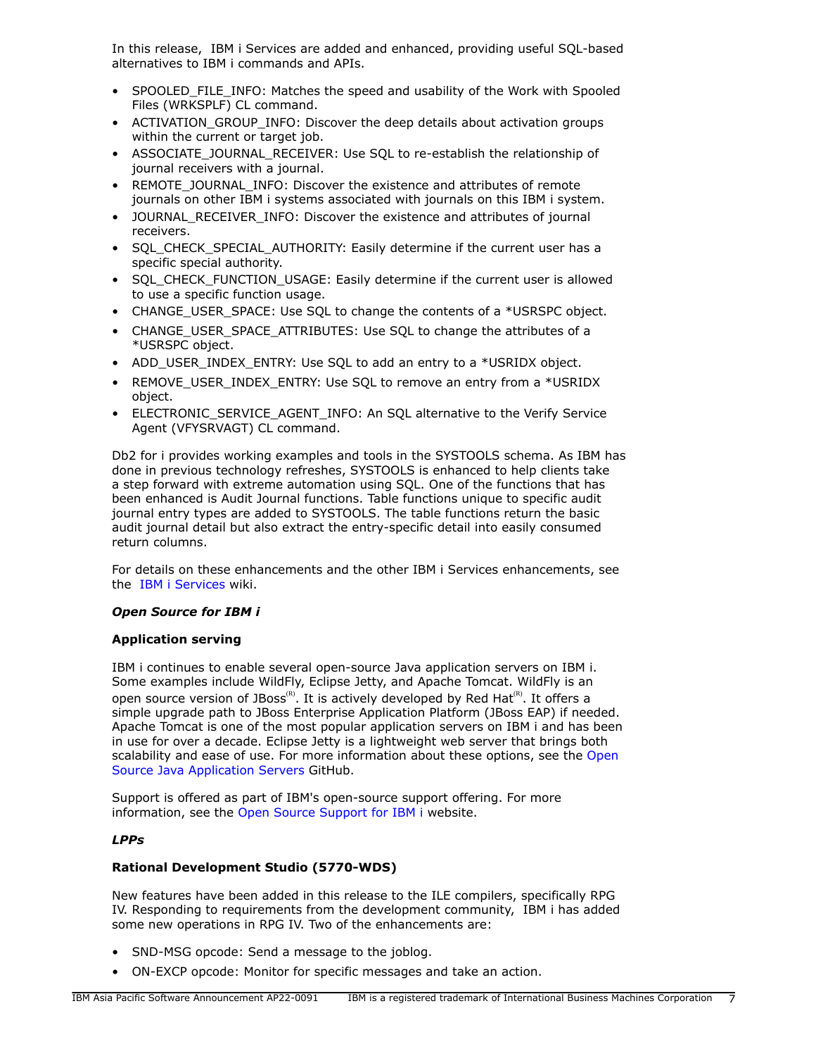In this release, IBM i Services are added and enhanced, providing useful SQL-based alternatives to IBM i commands and APIs.

- SPOOLED_FILE_INFO: Matches the speed and usability of the Work with Spooled Files (WRKSPLF) CL command.
- ACTIVATION_GROUP_INFO: Discover the deep details about activation groups within the current or target job.
- ASSOCIATE_JOURNAL_RECEIVER: Use SQL to re-establish the relationship of journal receivers with a journal.
- REMOTE_JOURNAL_INFO: Discover the existence and attributes of remote journals on other IBM i systems associated with journals on this IBM i system.
- JOURNAL_RECEIVER_INFO: Discover the existence and attributes of journal receivers.
- SQL_CHECK_SPECIAL_AUTHORITY: Easily determine if the current user has a specific special authority.
- SQL_CHECK_FUNCTION_USAGE: Easily determine if the current user is allowed to use a specific function usage.
- CHANGE_USER_SPACE: Use SQL to change the contents of a *USRSPC object.
- CHANGE_USER_SPACE_ATTRIBUTES: Use SQL to change the attributes of a *USRSPC object.
- ADD_USER_INDEX_ENTRY: Use SQL to add an entry to a *USRIDX object.
- REMOVE_USER_INDEX_ENTRY: Use SQL to remove an entry from a *USRIDX object.
- ELECTRONIC_SERVICE_AGENT_INFO: An SQL alternative to the Verify Service Agent (VFYSRVAGT) CL command.

Db2 for i provides working examples and tools in the SYSTOOLS schema. As IBM has done in previous technology refreshes, SYSTOOLS is enhanced to help clients take a step forward with extreme automation using SQL. One of the functions that has been enhanced is Audit Journal functions. Table functions unique to specific audit journal entry types are added to SYSTOOLS. The table functions return the basic audit journal detail but also extract the entry-specific detail into easily consumed return columns.

For details on these enhancements and the other IBM i Services enhancements, see the IBM i Services wiki.

***Open Source for IBM i***

**Application serving**

IBM i continues to enable several open-source Java application servers on IBM i. Some examples include WildFly, Eclipse Jetty, and Apache Tomcat. WildFly is an open source version of JBoss(R). It is actively developed by Red Hat(R). It offers a simple upgrade path to JBoss Enterprise Application Platform (JBoss EAP) if needed. Apache Tomcat is one of the most popular application servers on IBM i and has been in use for over a decade. Eclipse Jetty is a lightweight web server that brings both scalability and ease of use. For more information about these options, see the Open Source Java Application Servers GitHub.

Support is offered as part of IBM's open-source support offering. For more information, see the Open Source Support for IBM i website.

***LPPs***

**Rational Development Studio (5770-WDS)**

New features have been added in this release to the ILE compilers, specifically RPG IV. Responding to requirements from the development community, IBM i has added some new operations in RPG IV. Two of the enhancements are:

- SND-MSG opcode: Send a message to the joblog.
- ON-EXCP opcode: Monitor for specific messages and take an action.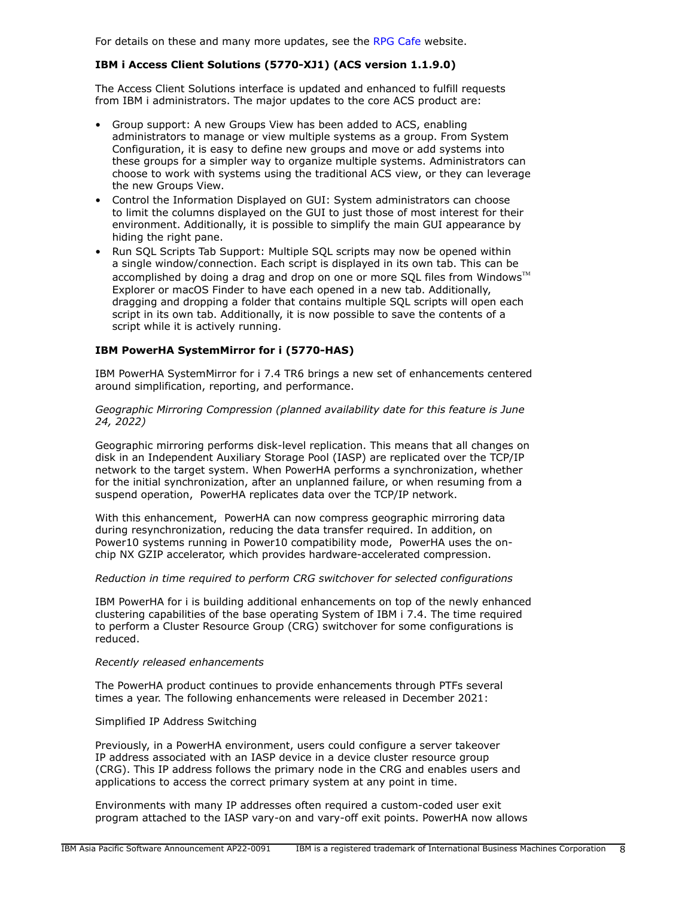For details on these and many more updates, see the RPG Cafe website.

**IBM i Access Client Solutions (5770-XJ1) (ACS version 1.1.9.0)**

The Access Client Solutions interface is updated and enhanced to fulfill requests from IBM i administrators. The major updates to the core ACS product are:

- Group support: A new Groups View has been added to ACS, enabling administrators to manage or view multiple systems as a group. From System Configuration, it is easy to define new groups and move or add systems into these groups for a simpler way to organize multiple systems. Administrators can choose to work with systems using the traditional ACS view, or they can leverage the new Groups View.
- Control the Information Displayed on GUI: System administrators can choose to limit the columns displayed on the GUI to just those of most interest for their environment. Additionally, it is possible to simplify the main GUI appearance by hiding the right pane.
- Run SQL Scripts Tab Support: Multiple SQL scripts may now be opened within a single window/connection. Each script is displayed in its own tab. This can be accomplished by doing a drag and drop on one or more SQL files from Windows™ Explorer or macOS Finder to have each opened in a new tab. Additionally, dragging and dropping a folder that contains multiple SQL scripts will open each script in its own tab. Additionally, it is now possible to save the contents of a script while it is actively running.

**IBM PowerHA SystemMirror for i (5770-HAS)**

IBM PowerHA SystemMirror for i 7.4 TR6 brings a new set of enhancements centered around simplification, reporting, and performance.

*Geographic Mirroring Compression (planned availability date for this feature is June 24, 2022)*

Geographic mirroring performs disk-level replication. This means that all changes on disk in an Independent Auxiliary Storage Pool (IASP) are replicated over the TCP/IP network to the target system. When PowerHA performs a synchronization, whether for the initial synchronization, after an unplanned failure, or when resuming from a suspend operation, PowerHA replicates data over the TCP/IP network.

With this enhancement, PowerHA can now compress geographic mirroring data during resynchronization, reducing the data transfer required. In addition, on Power10 systems running in Power10 compatibility mode, PowerHA uses the on-chip NX GZIP accelerator, which provides hardware-accelerated compression.

*Reduction in time required to perform CRG switchover for selected configurations*

IBM PowerHA for i is building additional enhancements on top of the newly enhanced clustering capabilities of the base operating System of IBM i 7.4. The time required to perform a Cluster Resource Group (CRG) switchover for some configurations is reduced.

*Recently released enhancements*

The PowerHA product continues to provide enhancements through PTFs several times a year. The following enhancements were released in December 2021:

Simplified IP Address Switching

Previously, in a PowerHA environment, users could configure a server takeover IP address associated with an IASP device in a device cluster resource group (CRG). This IP address follows the primary node in the CRG and enables users and applications to access the correct primary system at any point in time.

Environments with many IP addresses often required a custom-coded user exit program attached to the IASP vary-on and vary-off exit points. PowerHA now allows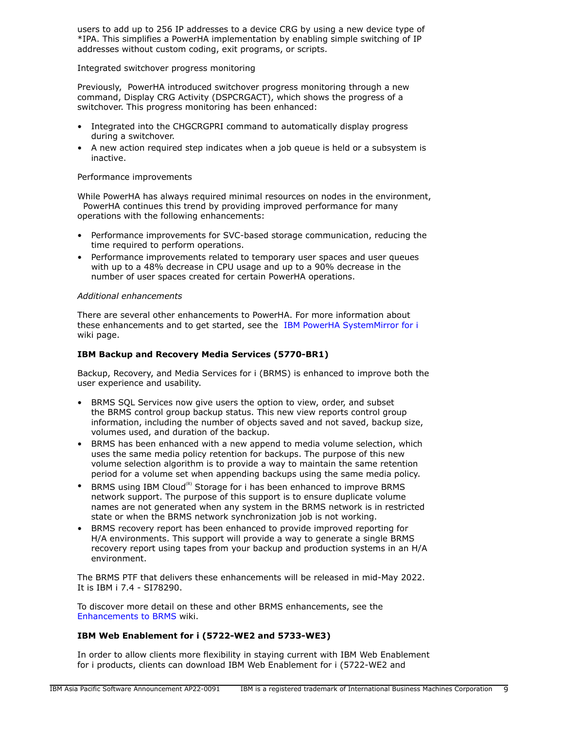users to add up to 256 IP addresses to a device CRG by using a new device type of *IPA. This simplifies a PowerHA implementation by enabling simple switching of IP addresses without custom coding, exit programs, or scripts.

Integrated switchover progress monitoring

Previously, PowerHA introduced switchover progress monitoring through a new command, Display CRG Activity (DSPCRGACT), which shows the progress of a switchover. This progress monitoring has been enhanced:

- Integrated into the CHGCRGPRI command to automatically display progress during a switchover.
- A new action required step indicates when a job queue is held or a subsystem is inactive.

Performance improvements

While PowerHA has always required minimal resources on nodes in the environment, PowerHA continues this trend by providing improved performance for many operations with the following enhancements:

- Performance improvements for SVC-based storage communication, reducing the time required to perform operations.
- Performance improvements related to temporary user spaces and user queues with up to a 48% decrease in CPU usage and up to a 90% decrease in the number of user spaces created for certain PowerHA operations.

*Additional enhancements*

There are several other enhancements to PowerHA. For more information about these enhancements and to get started, see the IBM PowerHA SystemMirror for i wiki page.

**IBM Backup and Recovery Media Services (5770-BR1)**

Backup, Recovery, and Media Services for i (BRMS) is enhanced to improve both the user experience and usability.

- BRMS SQL Services now give users the option to view, order, and subset the BRMS control group backup status. This new view reports control group information, including the number of objects saved and not saved, backup size, volumes used, and duration of the backup.
- BRMS has been enhanced with a new append to media volume selection, which uses the same media policy retention for backups. The purpose of this new volume selection algorithm is to provide a way to maintain the same retention period for a volume set when appending backups using the same media policy.
- BRMS using IBM Cloud(R) Storage for i has been enhanced to improve BRMS network support. The purpose of this support is to ensure duplicate volume names are not generated when any system in the BRMS network is in restricted state or when the BRMS network synchronization job is not working.
- BRMS recovery report has been enhanced to provide improved reporting for H/A environments. This support will provide a way to generate a single BRMS recovery report using tapes from your backup and production systems in an H/A environment.

The BRMS PTF that delivers these enhancements will be released in mid-May 2022. It is IBM i 7.4 - SI78290.

To discover more detail on these and other BRMS enhancements, see the Enhancements to BRMS wiki.

**IBM Web Enablement for i (5722-WE2 and 5733-WE3)**

In order to allow clients more flexibility in staying current with IBM Web Enablement for i products, clients can download IBM Web Enablement for i (5722-WE2 and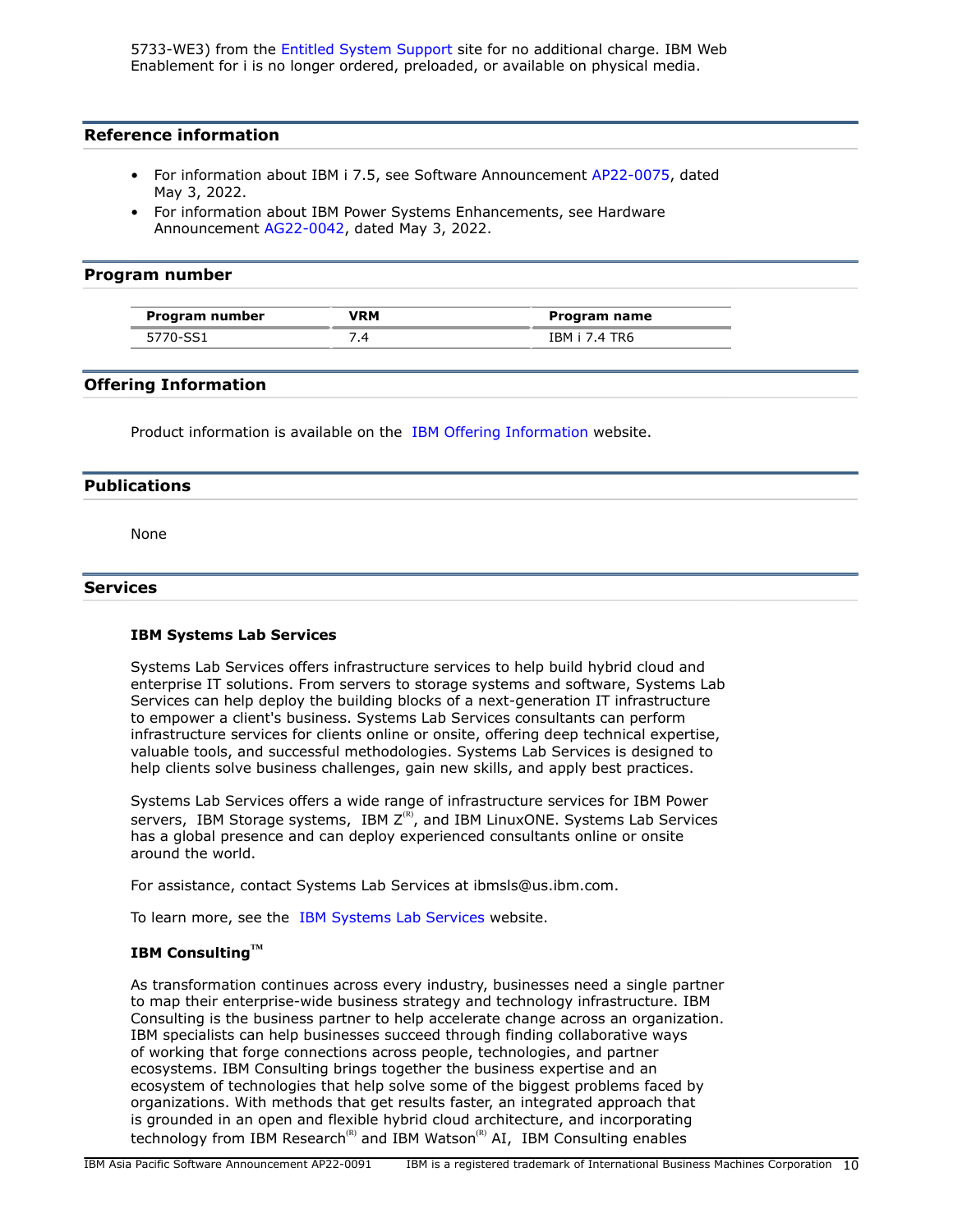5733-WE3) from the Entitled System Support site for no additional charge. IBM Web Enablement for i is no longer ordered, preloaded, or available on physical media.

## Reference information

- For information about IBM i 7.5, see Software Announcement AP22-0075, dated May 3, 2022.
- For information about IBM Power Systems Enhancements, see Hardware Announcement AG22-0042, dated May 3, 2022.

## Program number

| Program number | VRM | Program name |
|---|---|---|
| 5770-SS1 | 7.4 | IBM i 7.4 TR6 |

## Offering Information

Product information is available on the IBM Offering Information website.

## Publications

None

## Services

### IBM Systems Lab Services

Systems Lab Services offers infrastructure services to help build hybrid cloud and enterprise IT solutions. From servers to storage systems and software, Systems Lab Services can help deploy the building blocks of a next-generation IT infrastructure to empower a client's business. Systems Lab Services consultants can perform infrastructure services for clients online or onsite, offering deep technical expertise, valuable tools, and successful methodologies. Systems Lab Services is designed to help clients solve business challenges, gain new skills, and apply best practices.

Systems Lab Services offers a wide range of infrastructure services for IBM Power servers, IBM Storage systems, IBM Z(R), and IBM LinuxONE. Systems Lab Services has a global presence and can deploy experienced consultants online or onsite around the world.

For assistance, contact Systems Lab Services at ibmsls@us.ibm.com.

To learn more, see the IBM Systems Lab Services website.

### IBM Consulting(TM)

As transformation continues across every industry, businesses need a single partner to map their enterprise-wide business strategy and technology infrastructure. IBM Consulting is the business partner to help accelerate change across an organization. IBM specialists can help businesses succeed through finding collaborative ways of working that forge connections across people, technologies, and partner ecosystems. IBM Consulting brings together the business expertise and an ecosystem of technologies that help solve some of the biggest problems faced by organizations. With methods that get results faster, an integrated approach that is grounded in an open and flexible hybrid cloud architecture, and incorporating technology from IBM Research(R) and IBM Watson(R) AI, IBM Consulting enables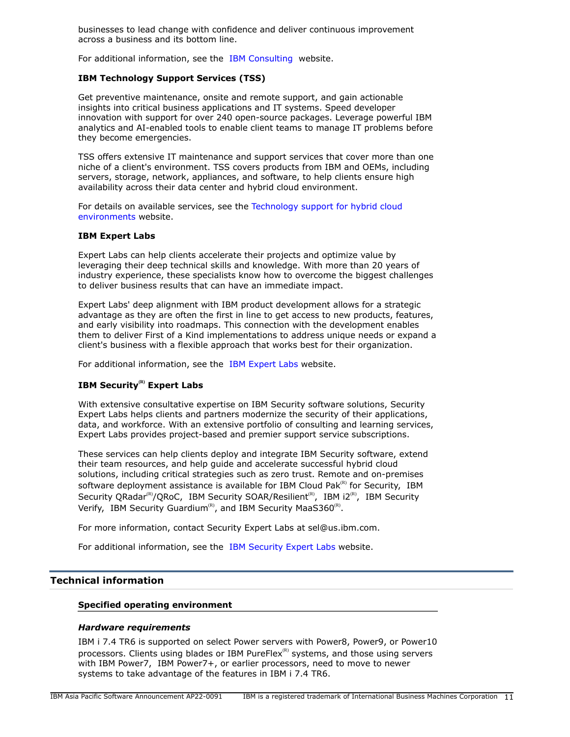businesses to lead change with confidence and deliver continuous improvement across a business and its bottom line.

For additional information, see the IBM Consulting website.

**IBM Technology Support Services (TSS)**

Get preventive maintenance, onsite and remote support, and gain actionable insights into critical business applications and IT systems. Speed developer innovation with support for over 240 open-source packages. Leverage powerful IBM analytics and AI-enabled tools to enable client teams to manage IT problems before they become emergencies.

TSS offers extensive IT maintenance and support services that cover more than one niche of a client's environment. TSS covers products from IBM and OEMs, including servers, storage, network, appliances, and software, to help clients ensure high availability across their data center and hybrid cloud environment.

For details on available services, see the Technology support for hybrid cloud environments website.

**IBM Expert Labs**

Expert Labs can help clients accelerate their projects and optimize value by leveraging their deep technical skills and knowledge. With more than 20 years of industry experience, these specialists know how to overcome the biggest challenges to deliver business results that can have an immediate impact.

Expert Labs' deep alignment with IBM product development allows for a strategic advantage as they are often the first in line to get access to new products, features, and early visibility into roadmaps. This connection with the development enables them to deliver First of a Kind implementations to address unique needs or expand a client's business with a flexible approach that works best for their organization.

For additional information, see the IBM Expert Labs website.

**IBM Security(R) Expert Labs**

With extensive consultative expertise on IBM Security software solutions, Security Expert Labs helps clients and partners modernize the security of their applications, data, and workforce. With an extensive portfolio of consulting and learning services, Expert Labs provides project-based and premier support service subscriptions.

These services can help clients deploy and integrate IBM Security software, extend their team resources, and help guide and accelerate successful hybrid cloud solutions, including critical strategies such as zero trust. Remote and on-premises software deployment assistance is available for IBM Cloud Pak(R) for Security, IBM Security QRadar(R)/QRoC, IBM Security SOAR/Resilient(R), IBM i2(R), IBM Security Verify, IBM Security Guardium(R), and IBM Security MaaS360(R).

For more information, contact Security Expert Labs at sel@us.ibm.com.

For additional information, see the IBM Security Expert Labs website.

## Technical information

### Specified operating environment

#### *Hardware requirements*

IBM i 7.4 TR6 is supported on select Power servers with Power8, Power9, or Power10 processors. Clients using blades or IBM PureFlex(R) systems, and those using servers with IBM Power7, IBM Power7+, or earlier processors, need to move to newer systems to take advantage of the features in IBM i 7.4 TR6.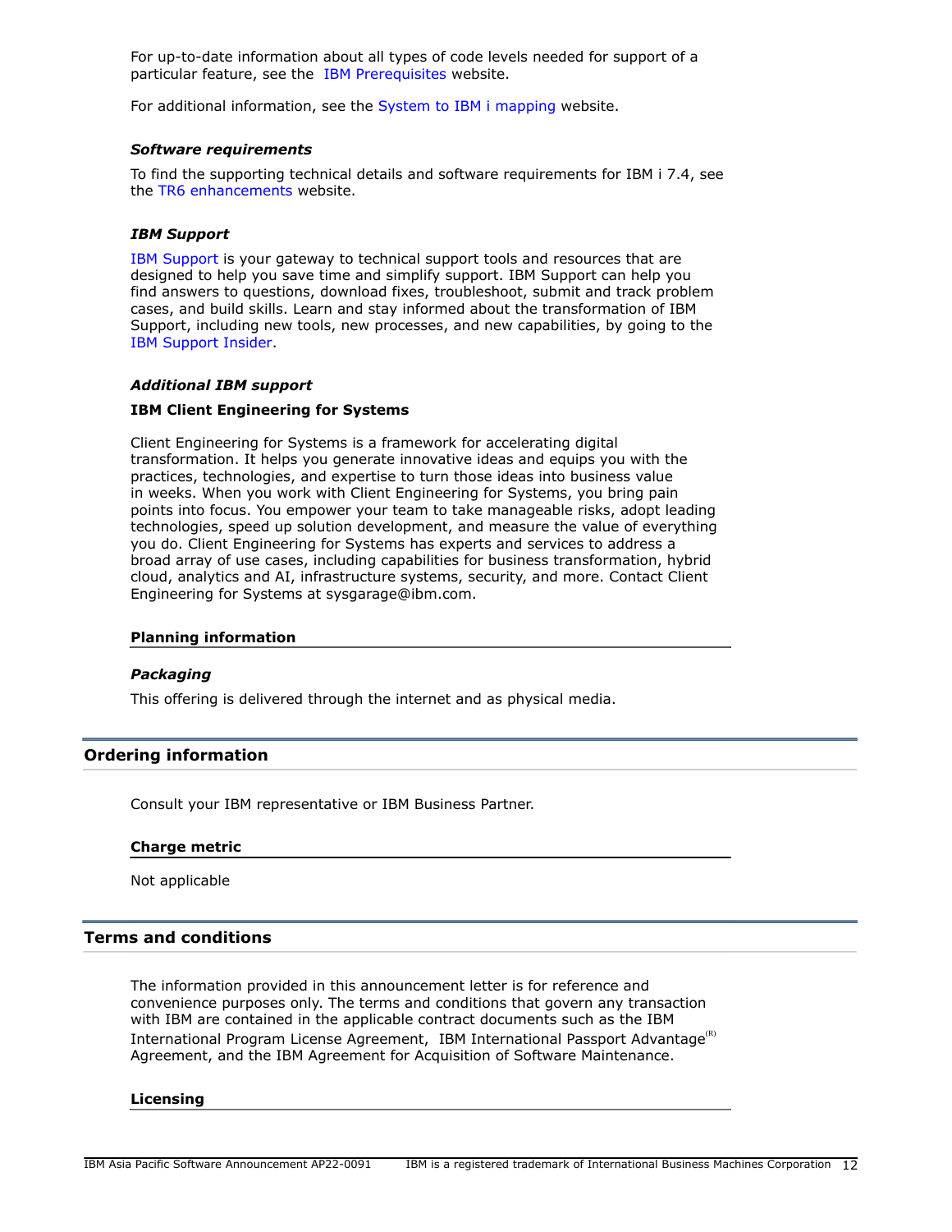For up-to-date information about all types of code levels needed for support of a particular feature, see the IBM Prerequisites website.

For additional information, see the System to IBM i mapping website.

### *Software requirements*

To find the supporting technical details and software requirements for IBM i 7.4, see the TR6 enhancements website.

### *IBM Support*

IBM Support is your gateway to technical support tools and resources that are designed to help you save time and simplify support. IBM Support can help you find answers to questions, download fixes, troubleshoot, submit and track problem cases, and build skills. Learn and stay informed about the transformation of IBM Support, including new tools, new processes, and new capabilities, by going to the IBM Support Insider.

### *Additional IBM support*

**IBM Client Engineering for Systems**

Client Engineering for Systems is a framework for accelerating digital transformation. It helps you generate innovative ideas and equips you with the practices, technologies, and expertise to turn those ideas into business value in weeks. When you work with Client Engineering for Systems, you bring pain points into focus. You empower your team to take manageable risks, adopt leading technologies, speed up solution development, and measure the value of everything you do. Client Engineering for Systems has experts and services to address a broad array of use cases, including capabilities for business transformation, hybrid cloud, analytics and AI, infrastructure systems, security, and more. Contact Client Engineering for Systems at sysgarage@ibm.com.

### Planning information

### *Packaging*

This offering is delivered through the internet and as physical media.

## Ordering information

Consult your IBM representative or IBM Business Partner.

### Charge metric

Not applicable

## Terms and conditions

The information provided in this announcement letter is for reference and convenience purposes only. The terms and conditions that govern any transaction with IBM are contained in the applicable contract documents such as the IBM International Program License Agreement, IBM International Passport Advantage(R) Agreement, and the IBM Agreement for Acquisition of Software Maintenance.

### Licensing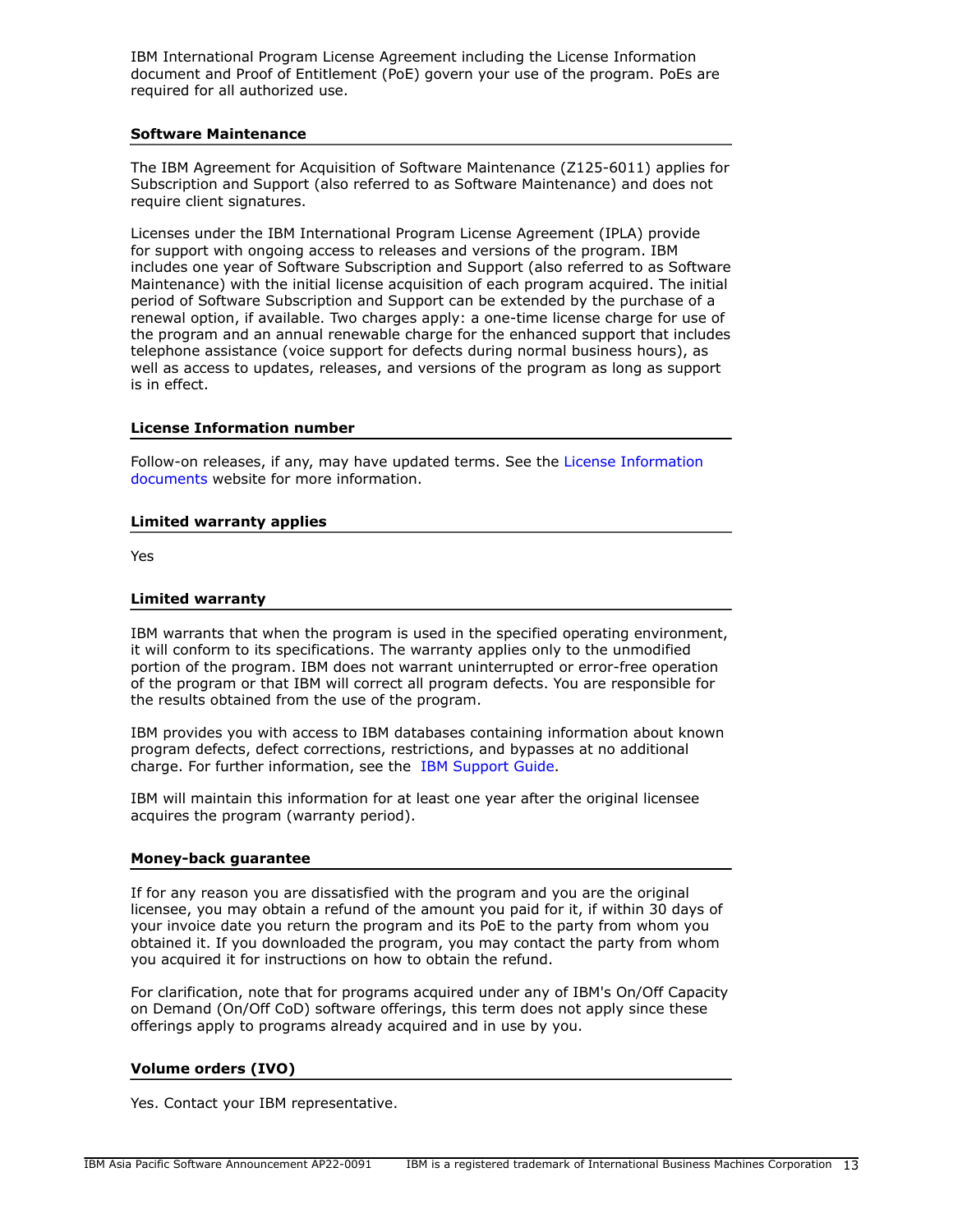IBM International Program License Agreement including the License Information document and Proof of Entitlement (PoE) govern your use of the program. PoEs are required for all authorized use.

### Software Maintenance

The IBM Agreement for Acquisition of Software Maintenance (Z125-6011) applies for Subscription and Support (also referred to as Software Maintenance) and does not require client signatures.

Licenses under the IBM International Program License Agreement (IPLA) provide for support with ongoing access to releases and versions of the program. IBM includes one year of Software Subscription and Support (also referred to as Software Maintenance) with the initial license acquisition of each program acquired. The initial period of Software Subscription and Support can be extended by the purchase of a renewal option, if available. Two charges apply: a one-time license charge for use of the program and an annual renewable charge for the enhanced support that includes telephone assistance (voice support for defects during normal business hours), as well as access to updates, releases, and versions of the program as long as support is in effect.

### License Information number

Follow-on releases, if any, may have updated terms. See the License Information documents website for more information.

### Limited warranty applies

Yes

### Limited warranty

IBM warrants that when the program is used in the specified operating environment, it will conform to its specifications. The warranty applies only to the unmodified portion of the program. IBM does not warrant uninterrupted or error-free operation of the program or that IBM will correct all program defects. You are responsible for the results obtained from the use of the program.

IBM provides you with access to IBM databases containing information about known program defects, defect corrections, restrictions, and bypasses at no additional charge. For further information, see the IBM Support Guide.

IBM will maintain this information for at least one year after the original licensee acquires the program (warranty period).

### Money-back guarantee

If for any reason you are dissatisfied with the program and you are the original licensee, you may obtain a refund of the amount you paid for it, if within 30 days of your invoice date you return the program and its PoE to the party from whom you obtained it. If you downloaded the program, you may contact the party from whom you acquired it for instructions on how to obtain the refund.

For clarification, note that for programs acquired under any of IBM's On/Off Capacity on Demand (On/Off CoD) software offerings, this term does not apply since these offerings apply to programs already acquired and in use by you.

### Volume orders (IVO)

Yes. Contact your IBM representative.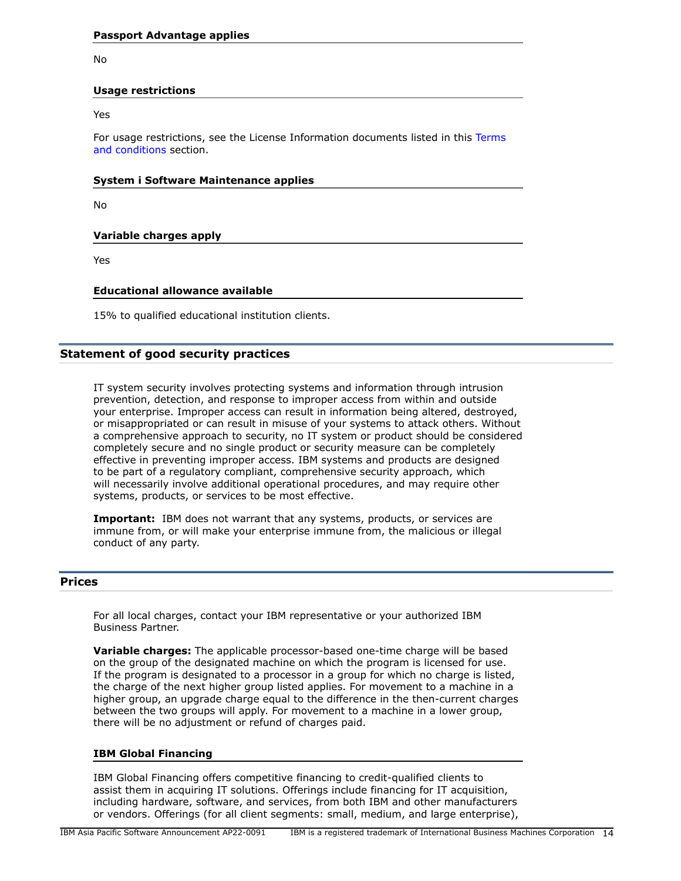#### Passport Advantage applies

No

#### Usage restrictions

Yes

For usage restrictions, see the License Information documents listed in this Terms and conditions section.

#### System i Software Maintenance applies

No

#### Variable charges apply

Yes

#### Educational allowance available

15% to qualified educational institution clients.

## Statement of good security practices

IT system security involves protecting systems and information through intrusion prevention, detection, and response to improper access from within and outside your enterprise. Improper access can result in information being altered, destroyed, or misappropriated or can result in misuse of your systems to attack others. Without a comprehensive approach to security, no IT system or product should be considered completely secure and no single product or security measure can be completely effective in preventing improper access. IBM systems and products are designed to be part of a regulatory compliant, comprehensive security approach, which will necessarily involve additional operational procedures, and may require other systems, products, or services to be most effective.

**Important:** IBM does not warrant that any systems, products, or services are immune from, or will make your enterprise immune from, the malicious or illegal conduct of any party.

## Prices

For all local charges, contact your IBM representative or your authorized IBM Business Partner.

**Variable charges:** The applicable processor-based one-time charge will be based on the group of the designated machine on which the program is licensed for use. If the program is designated to a processor in a group for which no charge is listed, the charge of the next higher group listed applies. For movement to a machine in a higher group, an upgrade charge equal to the difference in the then-current charges between the two groups will apply. For movement to a machine in a lower group, there will be no adjustment or refund of charges paid.

#### IBM Global Financing

IBM Global Financing offers competitive financing to credit-qualified clients to assist them in acquiring IT solutions. Offerings include financing for IT acquisition, including hardware, software, and services, from both IBM and other manufacturers or vendors. Offerings (for all client segments: small, medium, and large enterprise),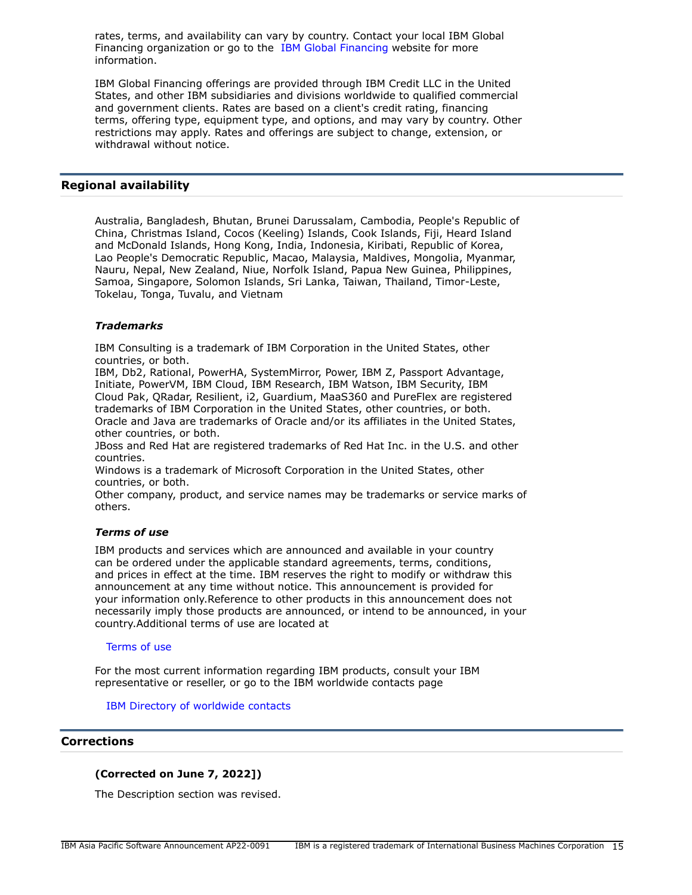rates, terms, and availability can vary by country. Contact your local IBM Global Financing organization or go to the IBM Global Financing website for more information.

IBM Global Financing offerings are provided through IBM Credit LLC in the United States, and other IBM subsidiaries and divisions worldwide to qualified commercial and government clients. Rates are based on a client's credit rating, financing terms, offering type, equipment type, and options, and may vary by country. Other restrictions may apply. Rates and offerings are subject to change, extension, or withdrawal without notice.

## Regional availability

Australia, Bangladesh, Bhutan, Brunei Darussalam, Cambodia, People's Republic of China, Christmas Island, Cocos (Keeling) Islands, Cook Islands, Fiji, Heard Island and McDonald Islands, Hong Kong, India, Indonesia, Kiribati, Republic of Korea, Lao People's Democratic Republic, Macao, Malaysia, Maldives, Mongolia, Myanmar, Nauru, Nepal, New Zealand, Niue, Norfolk Island, Papua New Guinea, Philippines, Samoa, Singapore, Solomon Islands, Sri Lanka, Taiwan, Thailand, Timor-Leste, Tokelau, Tonga, Tuvalu, and Vietnam

### *Trademarks*

IBM Consulting is a trademark of IBM Corporation in the United States, other countries, or both.
IBM, Db2, Rational, PowerHA, SystemMirror, Power, IBM Z, Passport Advantage, Initiate, PowerVM, IBM Cloud, IBM Research, IBM Watson, IBM Security, IBM Cloud Pak, QRadar, Resilient, i2, Guardium, MaaS360 and PureFlex are registered trademarks of IBM Corporation in the United States, other countries, or both.
Oracle and Java are trademarks of Oracle and/or its affiliates in the United States, other countries, or both.
JBoss and Red Hat are registered trademarks of Red Hat Inc. in the U.S. and other countries.
Windows is a trademark of Microsoft Corporation in the United States, other countries, or both.
Other company, product, and service names may be trademarks or service marks of others.

### *Terms of use*

IBM products and services which are announced and available in your country can be ordered under the applicable standard agreements, terms, conditions, and prices in effect at the time. IBM reserves the right to modify or withdraw this announcement at any time without notice. This announcement is provided for your information only.Reference to other products in this announcement does not necessarily imply those products are announced, or intend to be announced, in your country.Additional terms of use are located at

Terms of use

For the most current information regarding IBM products, consult your IBM representative or reseller, or go to the IBM worldwide contacts page

IBM Directory of worldwide contacts

## Corrections

**(Corrected on June 7, 2022])**

The Description section was revised.